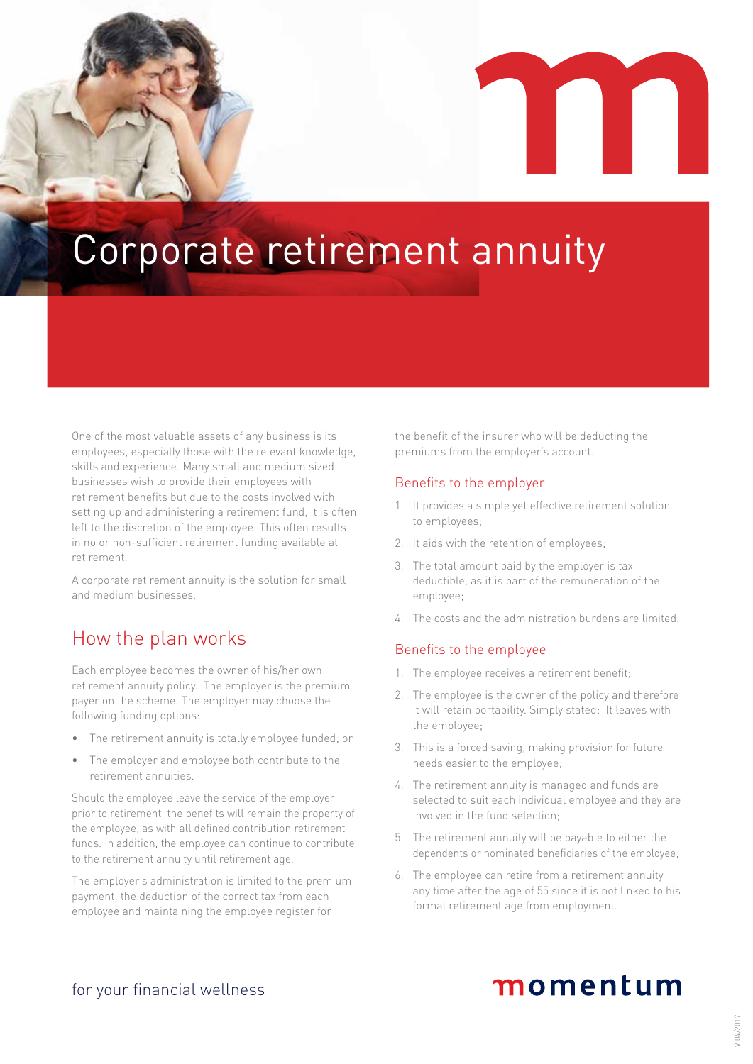# Corporate retirement annuity

One of the most valuable assets of any business is its employees, especially those with the relevant knowledge, skills and experience. Many small and medium sized businesses wish to provide their employees with retirement benefits but due to the costs involved with setting up and administering a retirement fund, it is often left to the discretion of the employee. This often results in no or non-sufficient retirement funding available at retirement.

A corporate retirement annuity is the solution for small and medium businesses.

## How the plan works

Each employee becomes the owner of his/her own retirement annuity policy. The employer is the premium payer on the scheme. The employer may choose the following funding options:

- The retirement annuity is totally employee funded; or
- The employer and employee both contribute to the retirement annuities.

Should the employee leave the service of the employer prior to retirement, the benefits will remain the property of the employee, as with all defined contribution retirement funds. In addition, the employee can continue to contribute to the retirement annuity until retirement age.

The employer's administration is limited to the premium payment, the deduction of the correct tax from each employee and maintaining the employee register for the benefit of the insurer who will be deducting the premiums from the employer's account.

### Benefits to the employer

1. It provides a simple yet effective retirement solution to employees;
2. It aids with the retention of employees;
3. The total amount paid by the employer is tax deductible, as it is part of the remuneration of the employee;
4. The costs and the administration burdens are limited.

### Benefits to the employee

1. The employee receives a retirement benefit;
2. The employee is the owner of the policy and therefore it will retain portability. Simply stated: It leaves with the employee;
3. This is a forced saving, making provision for future needs easier to the employee;
4. The retirement annuity is managed and funds are selected to suit each individual employee and they are involved in the fund selection;
5. The retirement annuity will be payable to either the dependents or nominated beneficiaries of the employee;
6. The employee can retire from a retirement annuity any time after the age of 55 since it is not linked to his formal retirement age from employment.

for your financial wellness

momentum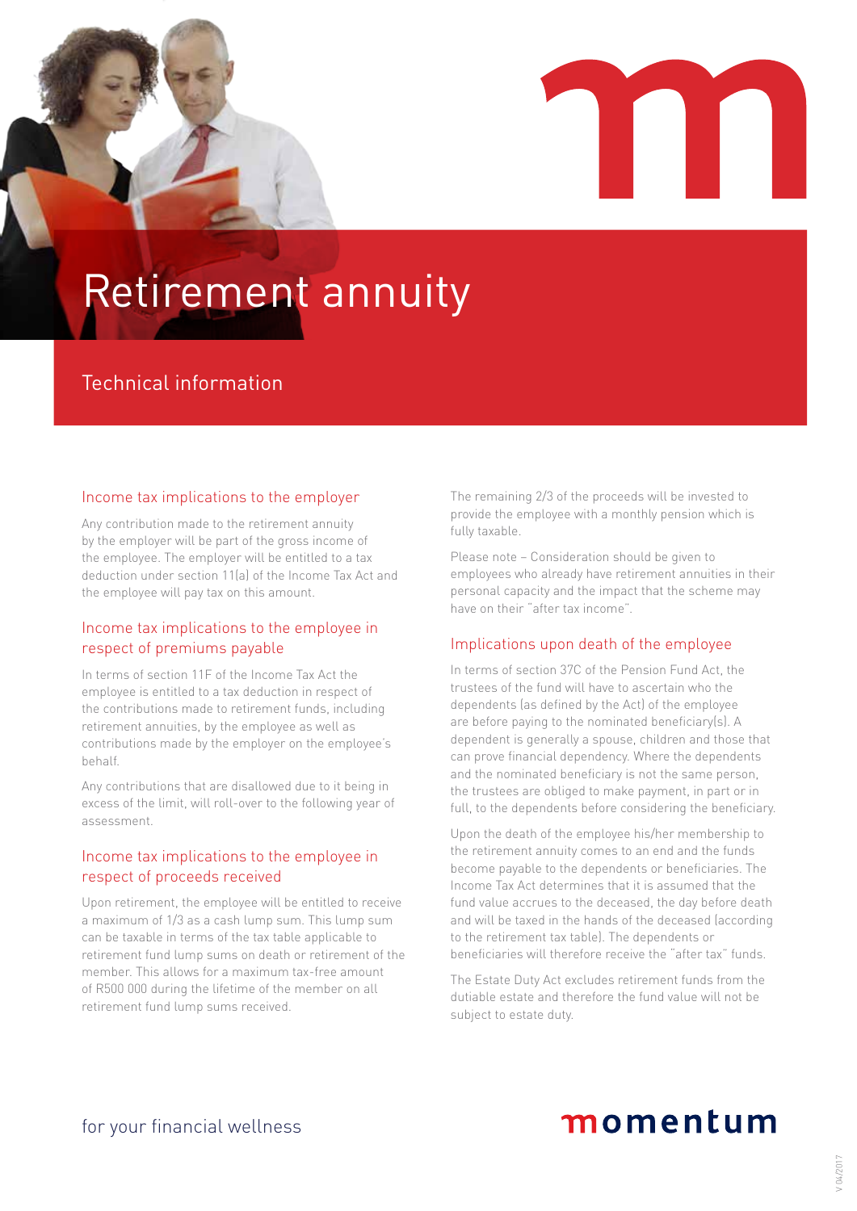# Retirement annuity

## Technical information

### Income tax implications to the employer

Any contribution made to the retirement annuity by the employer will be part of the gross income of the employee. The employer will be entitled to a tax deduction under section 11(a) of the Income Tax Act and the employee will pay tax on this amount.

### Income tax implications to the employee in respect of premiums payable

In terms of section 11F of the Income Tax Act the employee is entitled to a tax deduction in respect of the contributions made to retirement funds, including retirement annuities, by the employee as well as contributions made by the employer on the employee's behalf.

Any contributions that are disallowed due to it being in excess of the limit, will roll-over to the following year of assessment.

### Income tax implications to the employee in respect of proceeds received

Upon retirement, the employee will be entitled to receive a maximum of 1/3 as a cash lump sum. This lump sum can be taxable in terms of the tax table applicable to retirement fund lump sums on death or retirement of the member. This allows for a maximum tax-free amount of R500 000 during the lifetime of the member on all retirement fund lump sums received.

The remaining 2/3 of the proceeds will be invested to provide the employee with a monthly pension which is fully taxable.

Please note – Consideration should be given to employees who already have retirement annuities in their personal capacity and the impact that the scheme may have on their "after tax income".

### Implications upon death of the employee

In terms of section 37C of the Pension Fund Act, the trustees of the fund will have to ascertain who the dependents (as defined by the Act) of the employee are before paying to the nominated beneficiary(s). A dependent is generally a spouse, children and those that can prove financial dependency. Where the dependents and the nominated beneficiary is not the same person, the trustees are obliged to make payment, in part or in full, to the dependents before considering the beneficiary.

Upon the death of the employee his/her membership to the retirement annuity comes to an end and the funds become payable to the dependents or beneficiaries. The Income Tax Act determines that it is assumed that the fund value accrues to the deceased, the day before death and will be taxed in the hands of the deceased (according to the retirement tax table). The dependents or beneficiaries will therefore receive the "after tax" funds.

The Estate Duty Act excludes retirement funds from the dutiable estate and therefore the fund value will not be subject to estate duty.

for your financial wellness

momentum

V 04/2017